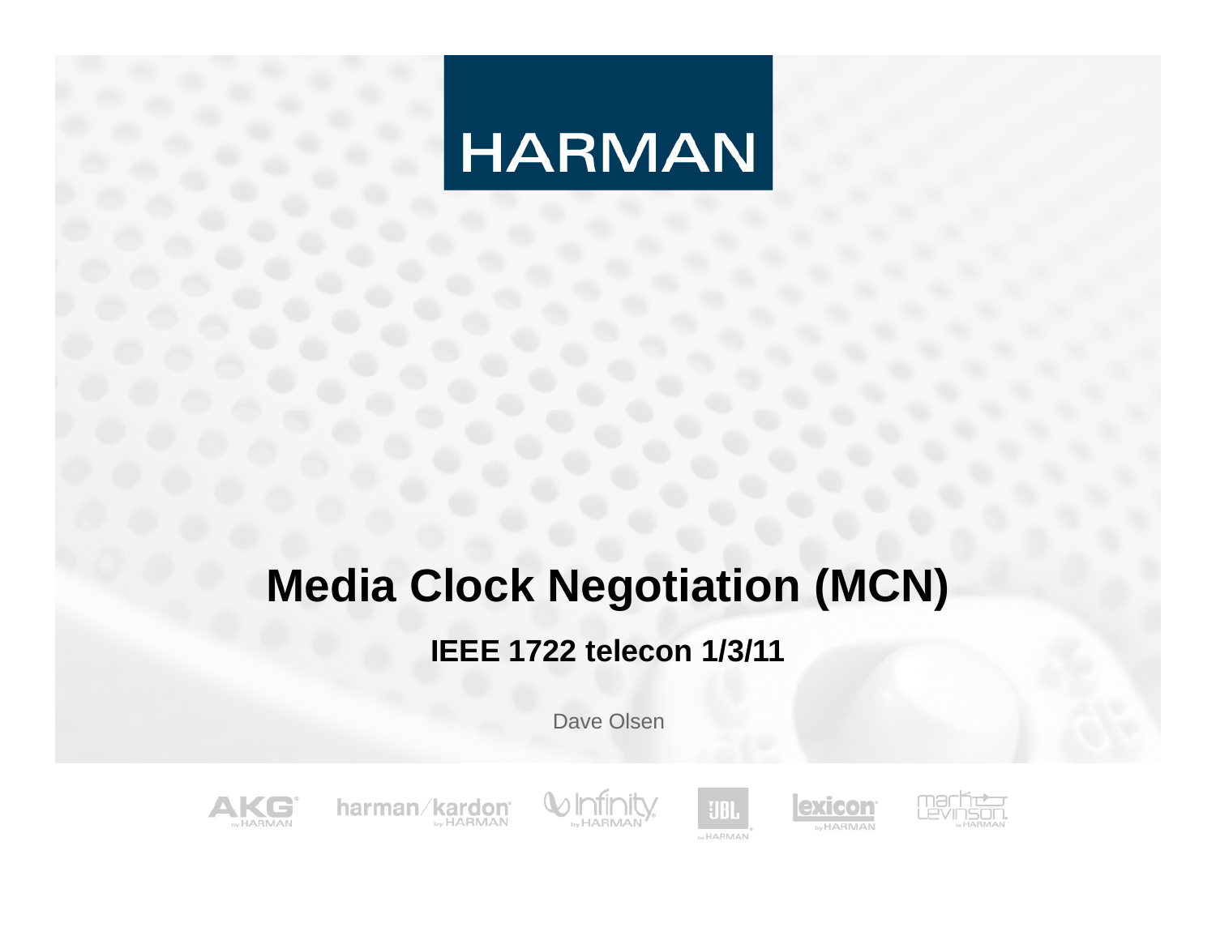HARMAN

# Media Clock Negotiation (MCN)

## IEEE 1722 telecon 1/3/11

Dave Olsen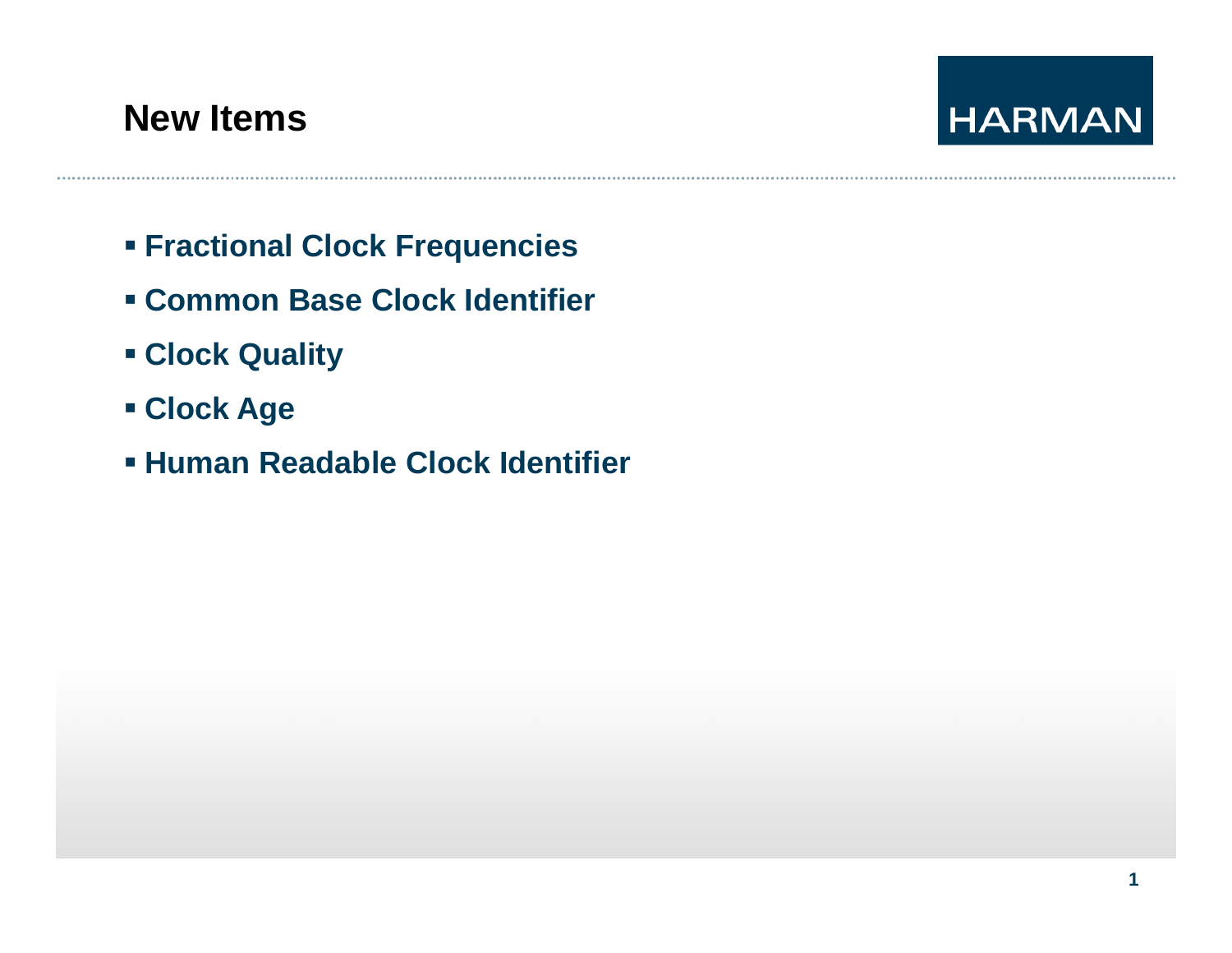# New Items

- **Fractional Clock Frequencies**
- **Common Base Clock Identifier**
- **Clock Quality**
- **Clock Age**
- **Human Readable Clock Identifier**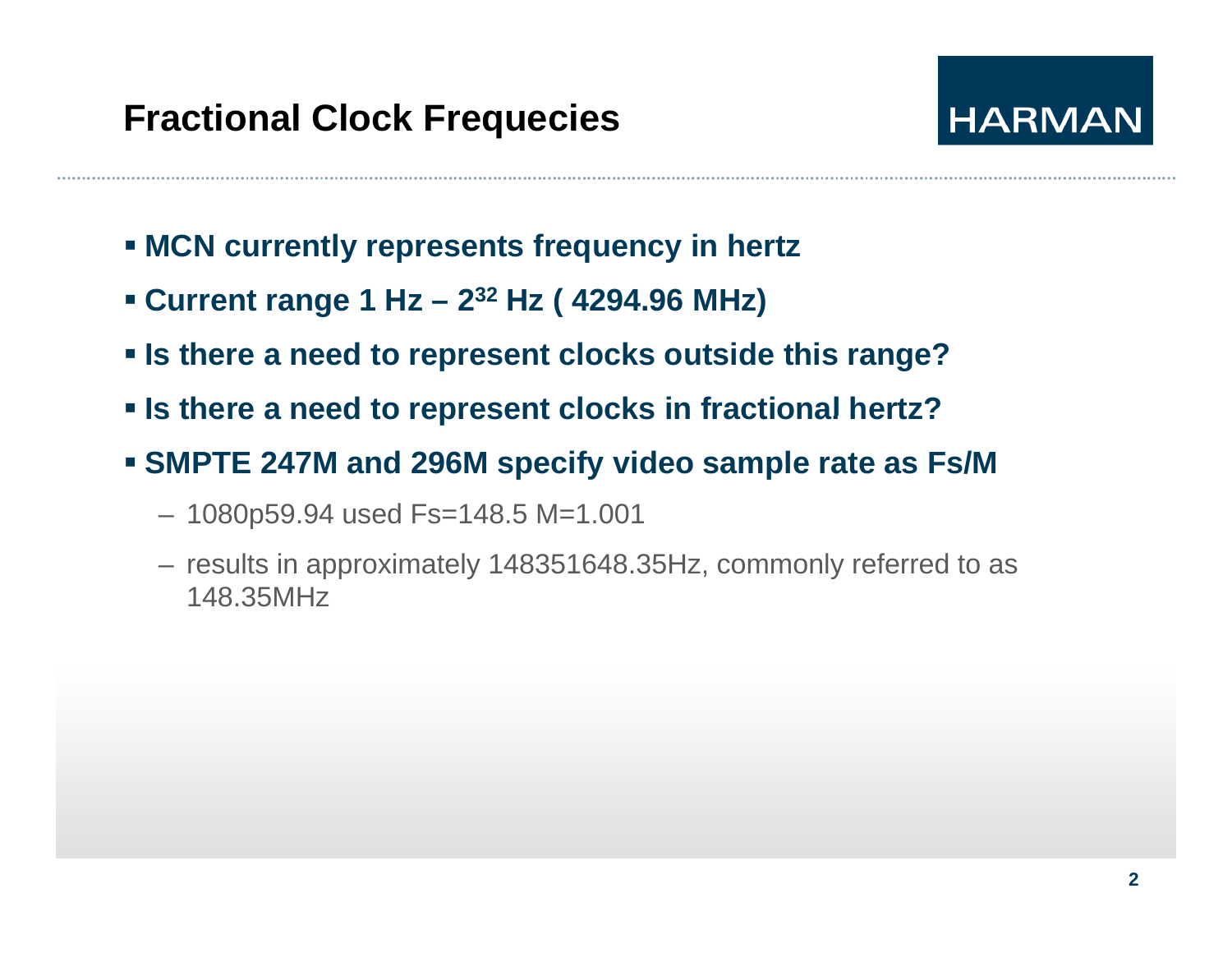# Fractional Clock Frequecies

- **MCN currently represents frequency in hertz**
- **Current range 1 Hz – $2^{32}$ Hz ( 4294.96 MHz)**
- **Is there a need to represent clocks outside this range?**
- **Is there a need to represent clocks in fractional hertz?**
- **SMPTE 247M and 296M specify video sample rate as Fs/M**
  - 1080p59.94 used Fs=148.5 M=1.001
  - results in approximately 148351648.35Hz, commonly referred to as 148.35MHz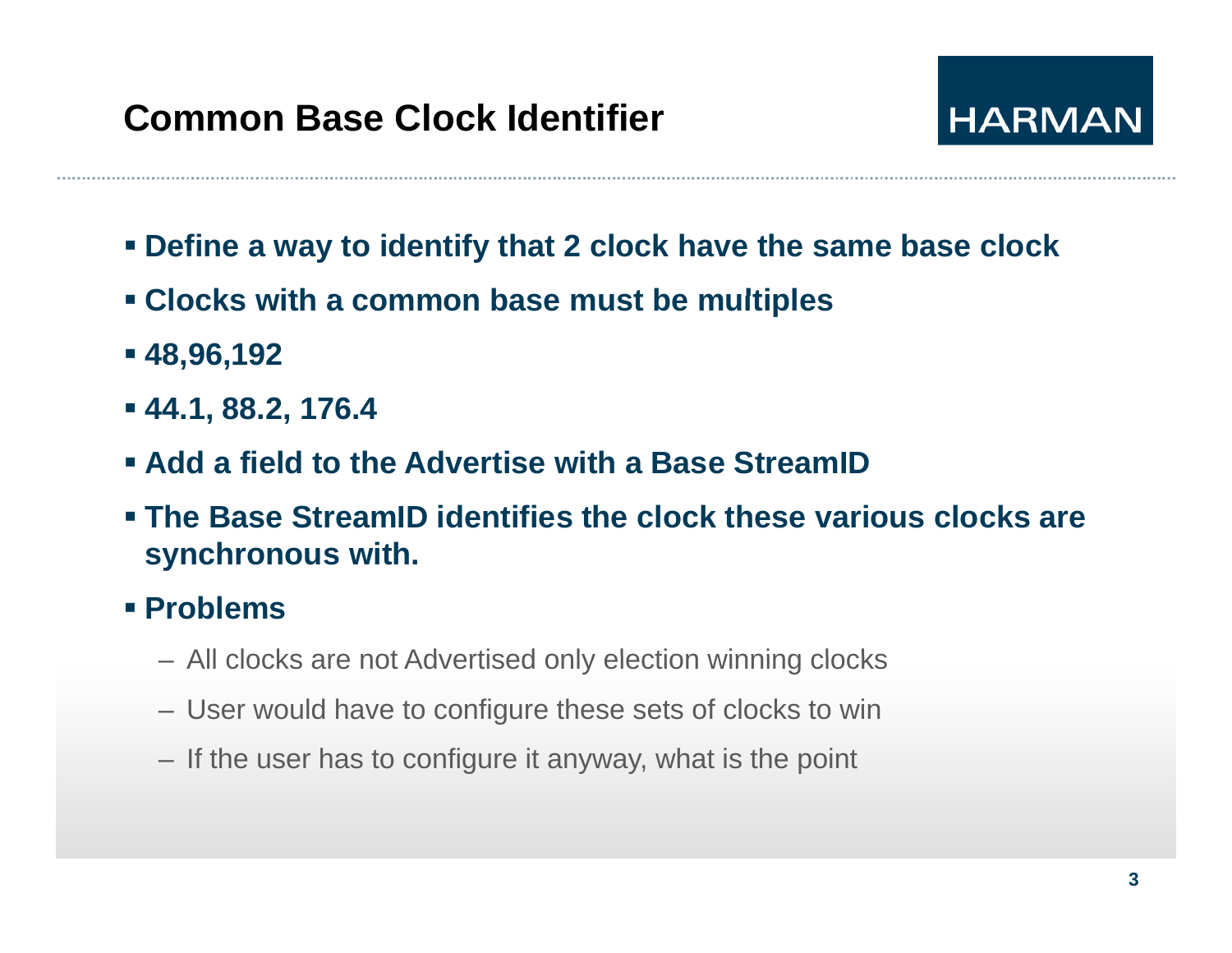## Common Base Clock Identifier

- **Define a way to identify that 2 clock have the same base clock**
- **Clocks with a common base must be multiples**
- **48,96,192**
- **44.1, 88.2, 176.4**
- **Add a field to the Advertise with a Base StreamID**
- **The Base StreamID identifies the clock these various clocks are synchronous with.**
- **Problems**
  - All clocks are not Advertised only election winning clocks
  - User would have to configure these sets of clocks to win
  - If the user has to configure it anyway, what is the point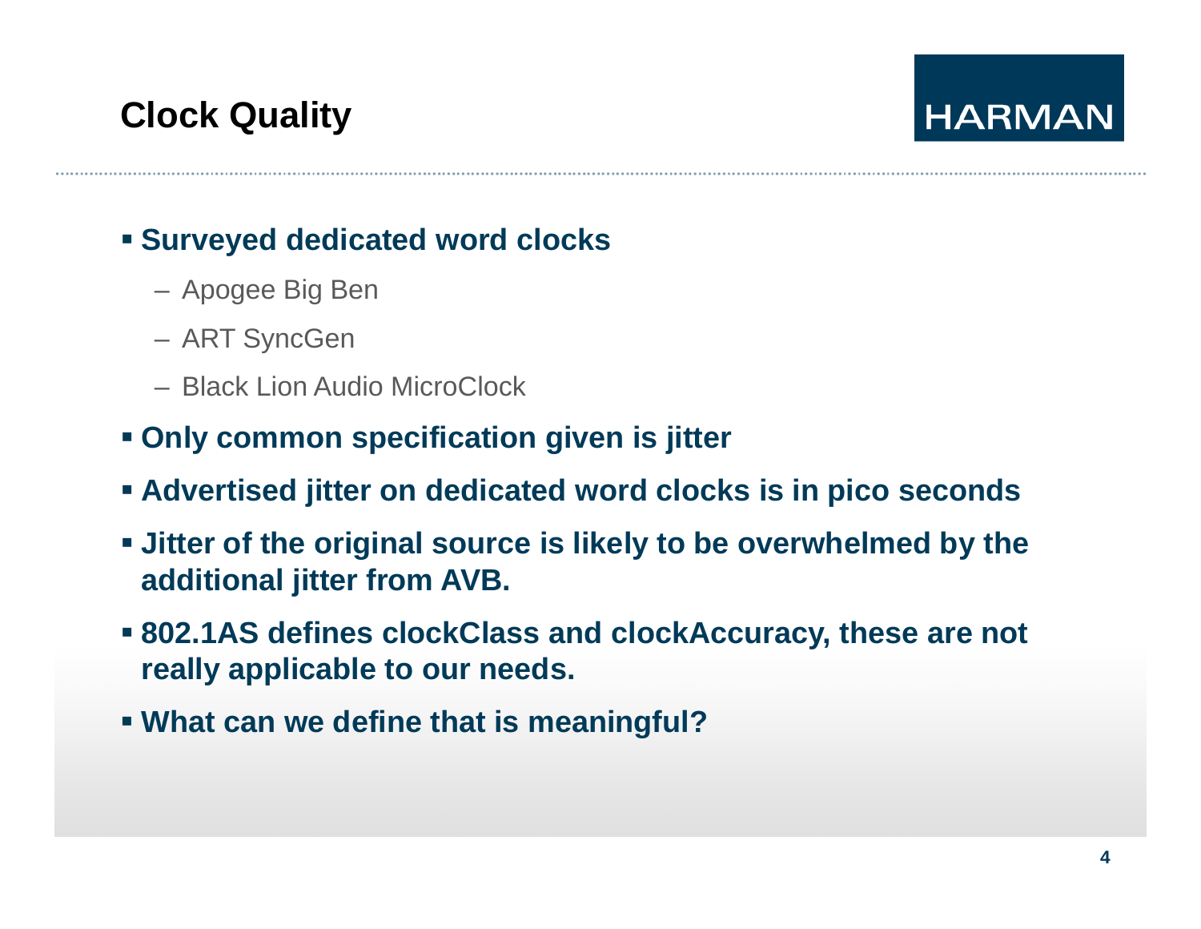# Clock Quality

- **Surveyed dedicated word clocks**
  - Apogee Big Ben
  - ART SyncGen
  - Black Lion Audio MicroClock
- **Only common specification given is jitter**
- **Advertised jitter on dedicated word clocks is in pico seconds**
- **Jitter of the original source is likely to be overwhelmed by the additional jitter from AVB.**
- **802.1AS defines clockClass and clockAccuracy, these are not really applicable to our needs.**
- **What can we define that is meaningful?**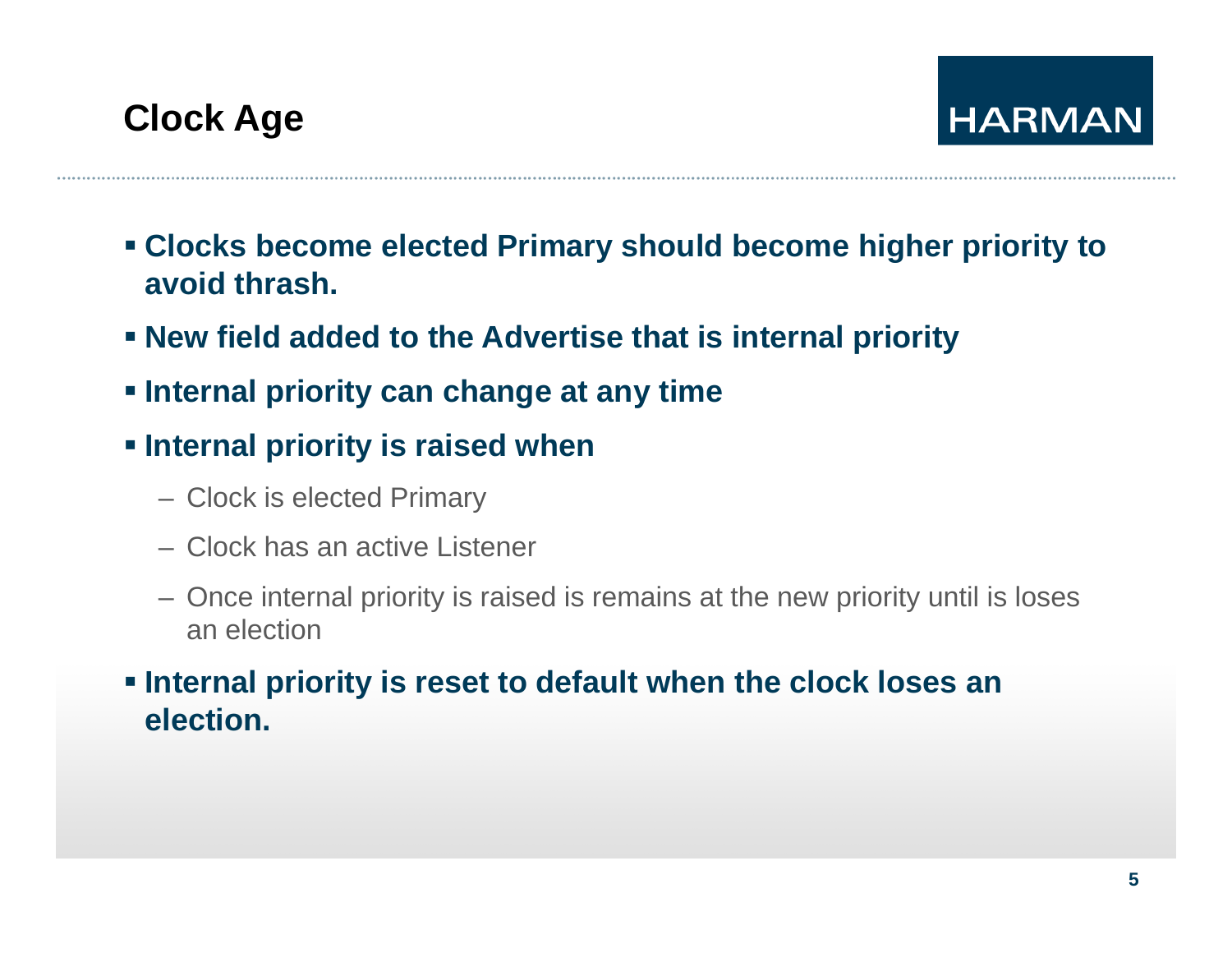# Clock Age

- **Clocks become elected Primary should become higher priority to avoid thrash.**
- **New field added to the Advertise that is internal priority**
- **Internal priority can change at any time**
- **Internal priority is raised when**
  - Clock is elected Primary
  - Clock has an active Listener
  - Once internal priority is raised is remains at the new priority until is loses an election
- **Internal priority is reset to default when the clock loses an election.**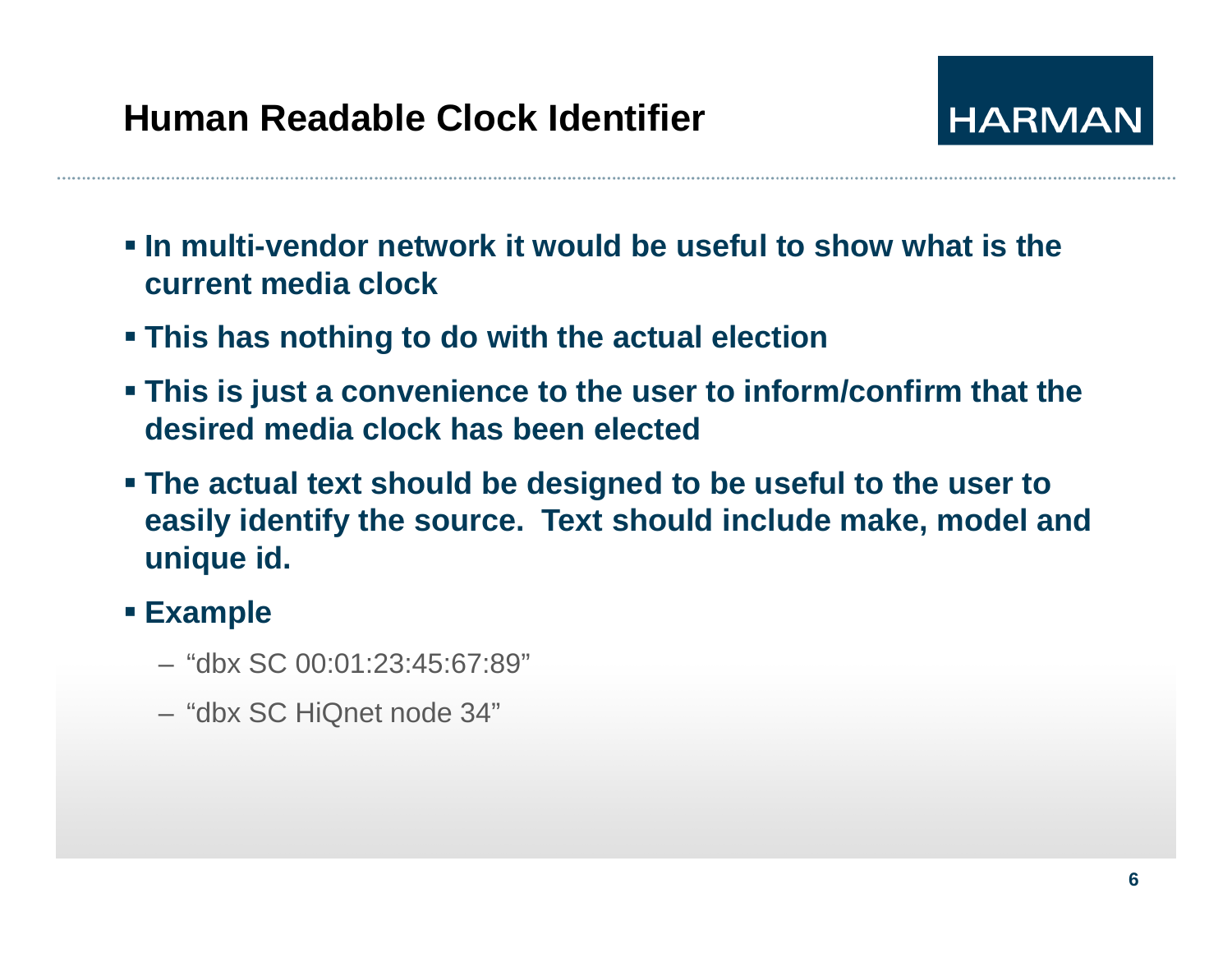# Human Readable Clock Identifier

- **In multi-vendor network it would be useful to show what is the current media clock**
- **This has nothing to do with the actual election**
- **This is just a convenience to the user to inform/confirm that the desired media clock has been elected**
- **The actual text should be designed to be useful to the user to easily identify the source. Text should include make, model and unique id.**
- **Example**
  - "dbx SC 00:01:23:45:67:89"
  - "dbx SC HiQnet node 34"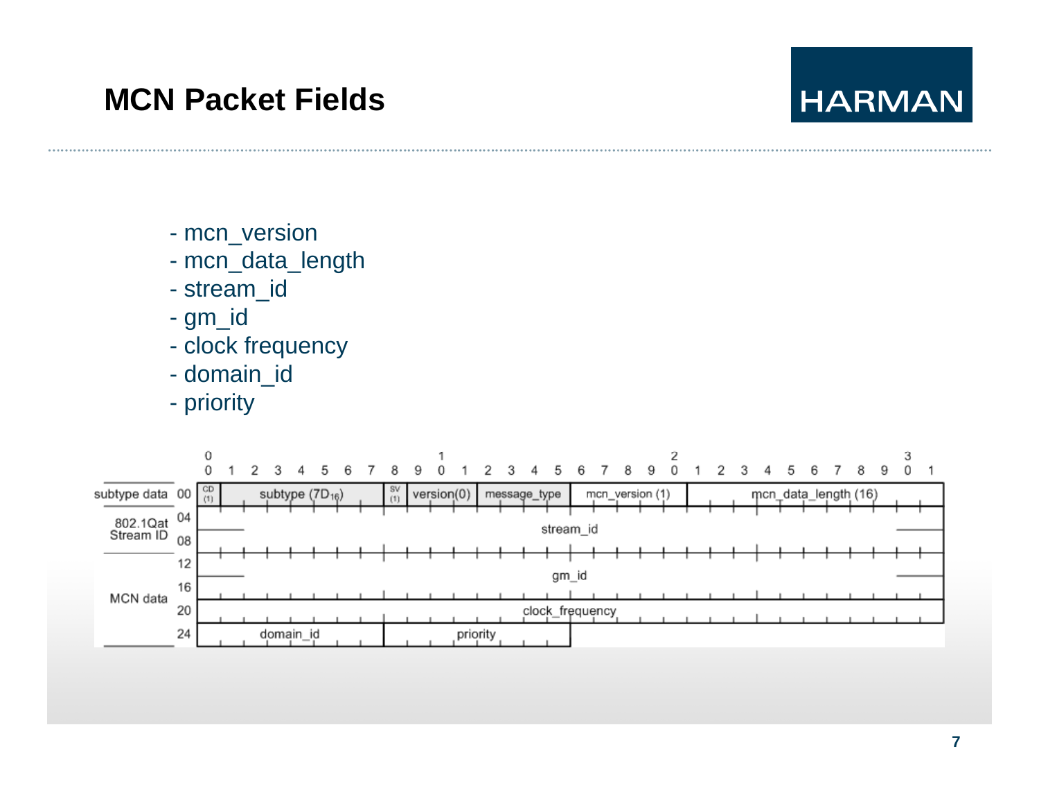# MCN Packet Fields

- mcn_version
- mcn_data_length
- stream_id
- gm_id
- clock frequency
- domain_id
- priority

0 1 2 3 4 5 6 7 8 9 0 1 2 3 4 5 6 7 8 9 0 1 2 3 4 5 6 7 8 9 0 1

subtype data 00: CD (1) | subtype ($7D_{16}$) | SV (1) | version(0) | message_type | mcn_version (1) | mcn_data_length (16)

802.1Qat Stream ID 04, 08: stream_id

MCN data 12, 16: gm_id

20: clock_frequency

24: domain_id | priority